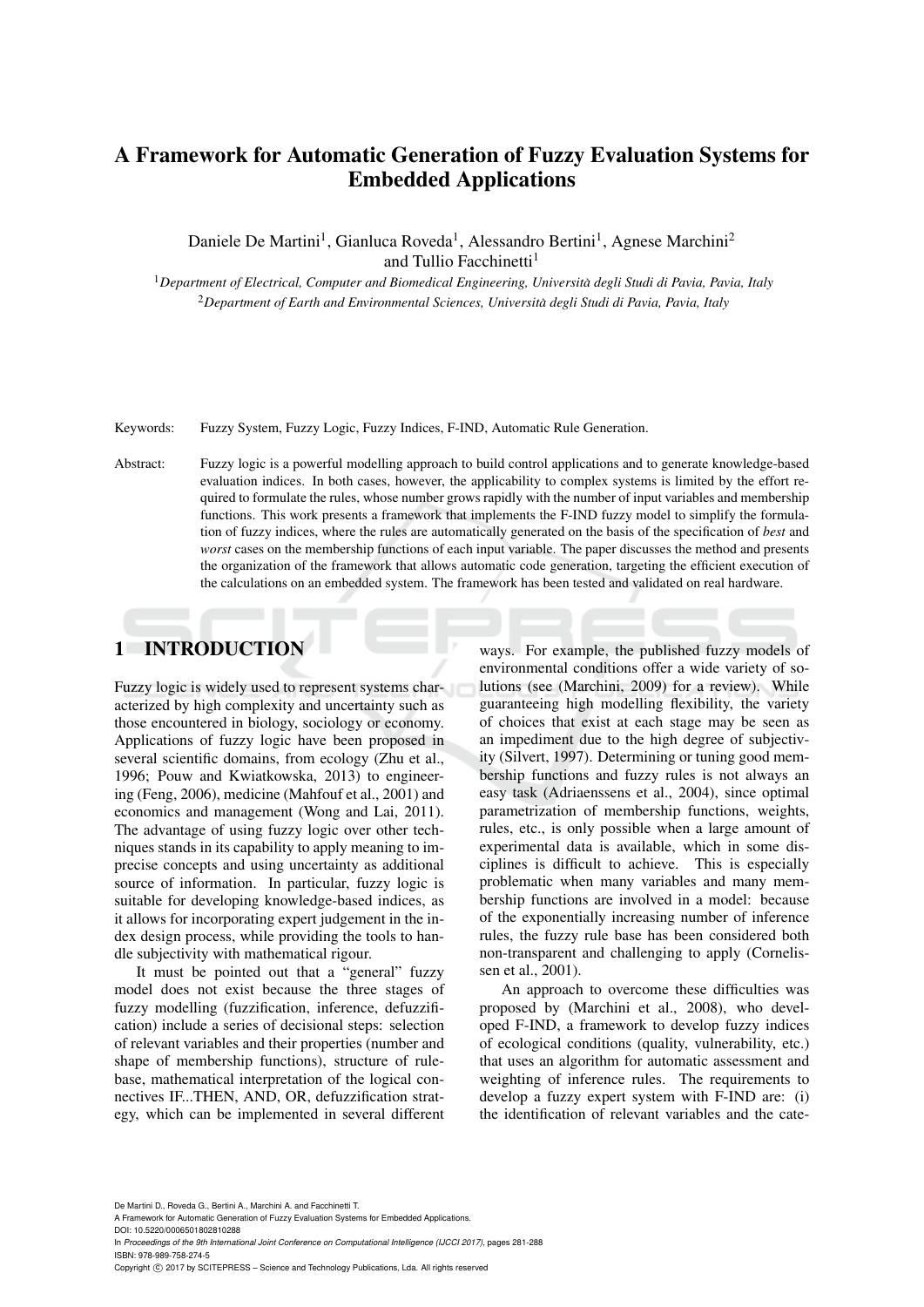# A Framework for Automatic Generation of Fuzzy Evaluation Systems for Embedded Applications

Daniele De Martini[1], Gianluca Roveda[1], Alessandro Bertini[1], Agnese Marchini[2] and Tullio Facchinetti[1]

[1]*Department of Electrical, Computer and Biomedical Engineering, Università degli Studi di Pavia, Pavia, Italy*
[2]*Department of Earth and Environmental Sciences, Università degli Studi di Pavia, Pavia, Italy*

Keywords: Fuzzy System, Fuzzy Logic, Fuzzy Indices, F-IND, Automatic Rule Generation.

Abstract: Fuzzy logic is a powerful modelling approach to build control applications and to generate knowledge-based evaluation indices. In both cases, however, the applicability to complex systems is limited by the effort required to formulate the rules, whose number grows rapidly with the number of input variables and membership functions. This work presents a framework that implements the F-IND fuzzy model to simplify the formulation of fuzzy indices, where the rules are automatically generated on the basis of the specification of *best* and *worst* cases on the membership functions of each input variable. The paper discusses the method and presents the organization of the framework that allows automatic code generation, targeting the efficient execution of the calculations on an embedded system. The framework has been tested and validated on real hardware.

## 1 INTRODUCTION

Fuzzy logic is widely used to represent systems characterized by high complexity and uncertainty such as those encountered in biology, sociology or economy. Applications of fuzzy logic have been proposed in several scientific domains, from ecology (Zhu et al., 1996; Pouw and Kwiatkowska, 2013) to engineering (Feng, 2006), medicine (Mahfouf et al., 2001) and economics and management (Wong and Lai, 2011). The advantage of using fuzzy logic over other techniques stands in its capability to apply meaning to imprecise concepts and using uncertainty as additional source of information. In particular, fuzzy logic is suitable for developing knowledge-based indices, as it allows for incorporating expert judgement in the index design process, while providing the tools to handle subjectivity with mathematical rigour.

It must be pointed out that a "general" fuzzy model does not exist because the three stages of fuzzy modelling (fuzzification, inference, defuzzification) include a series of decisional steps: selection of relevant variables and their properties (number and shape of membership functions), structure of rule-base, mathematical interpretation of the logical connectives IF...THEN, AND, OR, defuzzification strategy, which can be implemented in several different ways. For example, the published fuzzy models of environmental conditions offer a wide variety of solutions (see (Marchini, 2009) for a review). While guaranteeing high modelling flexibility, the variety of choices that exist at each stage may be seen as an impediment due to the high degree of subjectivity (Silvert, 1997). Determining or tuning good membership functions and fuzzy rules is not always an easy task (Adriaenssens et al., 2004), since optimal parametrization of membership functions, weights, rules, etc., is only possible when a large amount of experimental data is available, which in some disciplines is difficult to achieve. This is especially problematic when many variables and many membership functions are involved in a model: because of the exponentially increasing number of inference rules, the fuzzy rule base has been considered both non-transparent and challenging to apply (Cornelissen et al., 2001).

An approach to overcome these difficulties was proposed by (Marchini et al., 2008), who developed F-IND, a framework to develop fuzzy indices of ecological conditions (quality, vulnerability, etc.) that uses an algorithm for automatic assessment and weighting of inference rules. The requirements to develop a fuzzy expert system with F-IND are: (i) the identification of relevant variables and the cate-

De Martini D., Roveda G., Bertini A., Marchini A. and Facchinetti T.
A Framework for Automatic Generation of Fuzzy Evaluation Systems for Embedded Applications.
DOI: 10.5220/0006501802810288
In *Proceedings of the 9th International Joint Conference on Computational Intelligence (IJCCI 2017)*, pages 281-288
ISBN: 978-989-758-274-5
Copyright © 2017 by SCITEPRESS – Science and Technology Publications, Lda. All rights reserved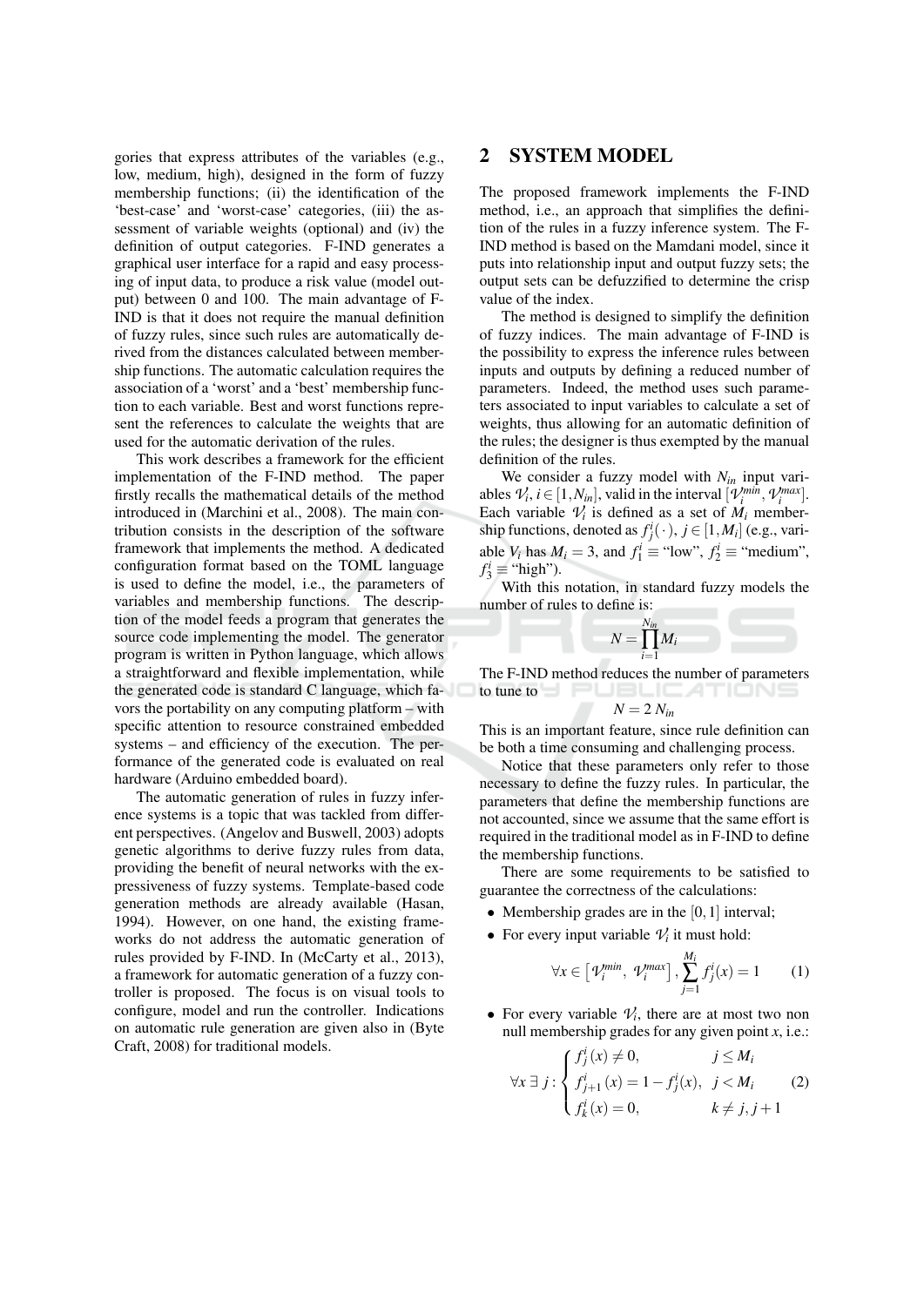gories that express attributes of the variables (e.g., low, medium, high), designed in the form of fuzzy membership functions; (ii) the identification of the 'best-case' and 'worst-case' categories, (iii) the assessment of variable weights (optional) and (iv) the definition of output categories. F-IND generates a graphical user interface for a rapid and easy processing of input data, to produce a risk value (model output) between 0 and 100. The main advantage of F-IND is that it does not require the manual definition of fuzzy rules, since such rules are automatically derived from the distances calculated between membership functions. The automatic calculation requires the association of a 'worst' and a 'best' membership function to each variable. Best and worst functions represent the references to calculate the weights that are used for the automatic derivation of the rules.

This work describes a framework for the efficient implementation of the F-IND method. The paper firstly recalls the mathematical details of the method introduced in (Marchini et al., 2008). The main contribution consists in the description of the software framework that implements the method. A dedicated configuration format based on the TOML language is used to define the model, i.e., the parameters of variables and membership functions. The description of the model feeds a program that generates the source code implementing the model. The generator program is written in Python language, which allows a straightforward and flexible implementation, while the generated code is standard C language, which favors the portability on any computing platform – with specific attention to resource constrained embedded systems – and efficiency of the execution. The performance of the generated code is evaluated on real hardware (Arduino embedded board).

The automatic generation of rules in fuzzy inference systems is a topic that was tackled from different perspectives. (Angelov and Buswell, 2003) adopts genetic algorithms to derive fuzzy rules from data, providing the benefit of neural networks with the expressiveness of fuzzy systems. Template-based code generation methods are already available (Hasan, 1994). However, on one hand, the existing frameworks do not address the automatic generation of rules provided by F-IND. In (McCarty et al., 2013), a framework for automatic generation of a fuzzy controller is proposed. The focus is on visual tools to configure, model and run the controller. Indications on automatic rule generation are given also in (Byte Craft, 2008) for traditional models.

## 2 SYSTEM MODEL

The proposed framework implements the F-IND method, i.e., an approach that simplifies the definition of the rules in a fuzzy inference system. The F-IND method is based on the Mamdani model, since it puts into relationship input and output fuzzy sets; the output sets can be defuzzified to determine the crisp value of the index.

The method is designed to simplify the definition of fuzzy indices. The main advantage of F-IND is the possibility to express the inference rules between inputs and outputs by defining a reduced number of parameters. Indeed, the method uses such parameters associated to input variables to calculate a set of weights, thus allowing for an automatic definition of the rules; the designer is thus exempted by the manual definition of the rules.

We consider a fuzzy model with $N_{in}$ input variables $\mathcal{V}_i, i \in [1, N_{in}]$, valid in the interval $[\mathcal{V}_i^{min}, \mathcal{V}_i^{max}]$. Each variable $\mathcal{V}_i$ is defined as a set of $M_i$ membership functions, denoted as $f_j^i(\cdot)$, $j \in [1, M_i]$ (e.g., variable $V_i$ has $M_i = 3$, and $f_1^i \equiv$ "low", $f_2^i \equiv$ "medium", $f_3^i \equiv$ "high").

With this notation, in standard fuzzy models the number of rules to define is:

$$N = \prod_{i=1}^{N_{in}} M_i$$

The F-IND method reduces the number of parameters to tune to

$$N = 2\, N_{in}$$

This is an important feature, since rule definition can be both a time consuming and challenging process.

Notice that these parameters only refer to those necessary to define the fuzzy rules. In particular, the parameters that define the membership functions are not accounted, since we assume that the same effort is required in the traditional model as in F-IND to define the membership functions.

There are some requirements to be satisfied to guarantee the correctness of the calculations:

- Membership grades are in the $[0, 1]$ interval;
- For every input variable $\mathcal{V}_i$ it must hold:

$$\forall x \in \left[\mathcal{V}_i^{min},\ \mathcal{V}_i^{max}\right], \sum_{j=1}^{M_i} f_j^i(x) = 1 \qquad (1)$$

- For every variable $\mathcal{V}_i$, there are at most two non null membership grades for any given point $x$, i.e.:

$$\forall x\ \exists\ j : \begin{cases} f_j^i(x) \neq 0, & j \leq M_i \\ f_{j+1}^i(x) = 1 - f_j^i(x), & j < M_i \\ f_k^i(x) = 0, & k \neq j, j+1 \end{cases} \qquad (2)$$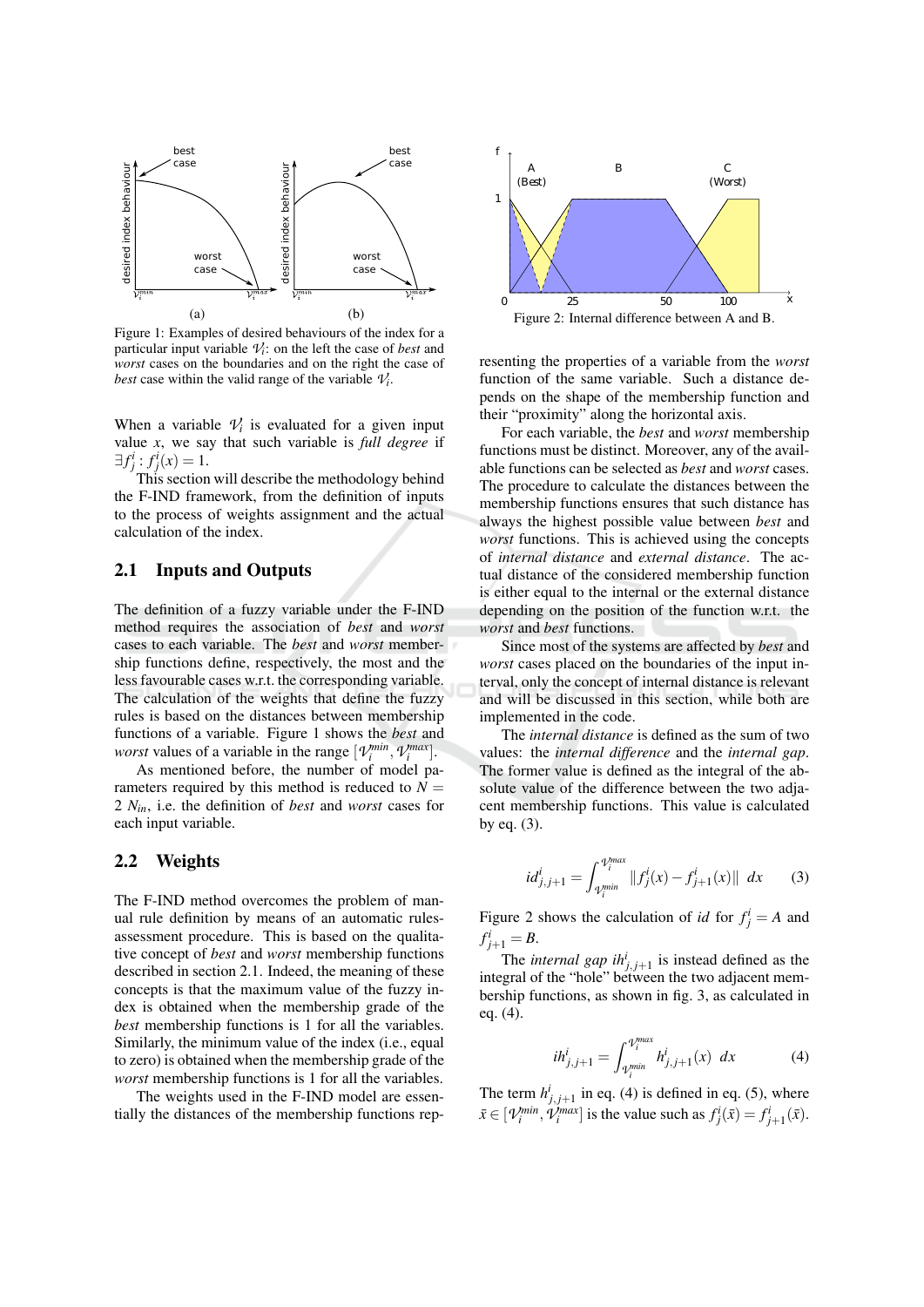Figure 1: Examples of desired behaviours of the index for a particular input variable $\mathcal{V}_i$: on the left the case of *best* and *worst* cases on the boundaries and on the right the case of *best* case within the valid range of the variable $\mathcal{V}_i$.

When a variable $\mathcal{V}_i$ is evaluated for a given input value $x$, we say that such variable is *full degree* if $\exists f^i_j : f^i_j(x) = 1$.

This section will describe the methodology behind the F-IND framework, from the definition of inputs to the process of weights assignment and the actual calculation of the index.

## 2.1 Inputs and Outputs

The definition of a fuzzy variable under the F-IND method requires the association of *best* and *worst* cases to each variable. The *best* and *worst* membership functions define, respectively, the most and the less favourable cases w.r.t. the corresponding variable. The calculation of the weights that define the fuzzy rules is based on the distances between membership functions of a variable. Figure 1 shows the *best* and *worst* values of a variable in the range $[\mathcal{V}_i^{min}, \mathcal{V}_i^{max}]$.

As mentioned before, the number of model parameters required by this method is reduced to $N = 2\ N_{in}$, i.e. the definition of *best* and *worst* cases for each input variable.

## 2.2 Weights

The F-IND method overcomes the problem of manual rule definition by means of an automatic rules-assessment procedure. This is based on the qualitative concept of *best* and *worst* membership functions described in section 2.1. Indeed, the meaning of these concepts is that the maximum value of the fuzzy index is obtained when the membership grade of the *best* membership functions is 1 for all the variables. Similarly, the minimum value of the index (i.e., equal to zero) is obtained when the membership grade of the *worst* membership functions is 1 for all the variables.

The weights used in the F-IND model are essentially the distances of the membership functions representing the properties of a variable from the *worst* function of the same variable. Such a distance depends on the shape of the membership function and their "proximity" along the horizontal axis.

For each variable, the *best* and *worst* membership functions must be distinct. Moreover, any of the available functions can be selected as *best* and *worst* cases. The procedure to calculate the distances between the membership functions ensures that such distance has always the highest possible value between *best* and *worst* functions. This is achieved using the concepts of *internal distance* and *external distance*. The actual distance of the considered membership function is either equal to the internal or the external distance depending on the position of the function w.r.t. the *worst* and *best* functions.

Figure 2: Internal difference between A and B.

Since most of the systems are affected by *best* and *worst* cases placed on the boundaries of the input interval, only the concept of internal distance is relevant and will be discussed in this section, while both are implemented in the code.

The *internal distance* is defined as the sum of two values: the *internal difference* and the *internal gap*. The former value is defined as the integral of the absolute value of the difference between the two adjacent membership functions. This value is calculated by eq. (3).

$$id^i_{j,j+1} = \int_{\mathcal{V}_i^{min}}^{\mathcal{V}_i^{max}} \|f^i_j(x) - f^i_{j+1}(x)\|\ dx \tag{3}$$

Figure 2 shows the calculation of $id$ for $f^i_j = A$ and $f^i_{j+1} = B$.

The *internal gap* $ih^i_{j,j+1}$ is instead defined as the integral of the "hole" between the two adjacent membership functions, as shown in fig. 3, as calculated in eq. (4).

$$ih^i_{j,j+1} = \int_{\mathcal{V}_i^{min}}^{\mathcal{V}_i^{max}} h^i_{j,j+1}(x)\ dx \tag{4}$$

The term $h^i_{j,j+1}$ in eq. (4) is defined in eq. (5), where $\bar{x} \in [\mathcal{V}_i^{min}, \mathcal{V}_i^{max}]$ is the value such as $f^i_j(\bar{x}) = f^i_{j+1}(\bar{x})$.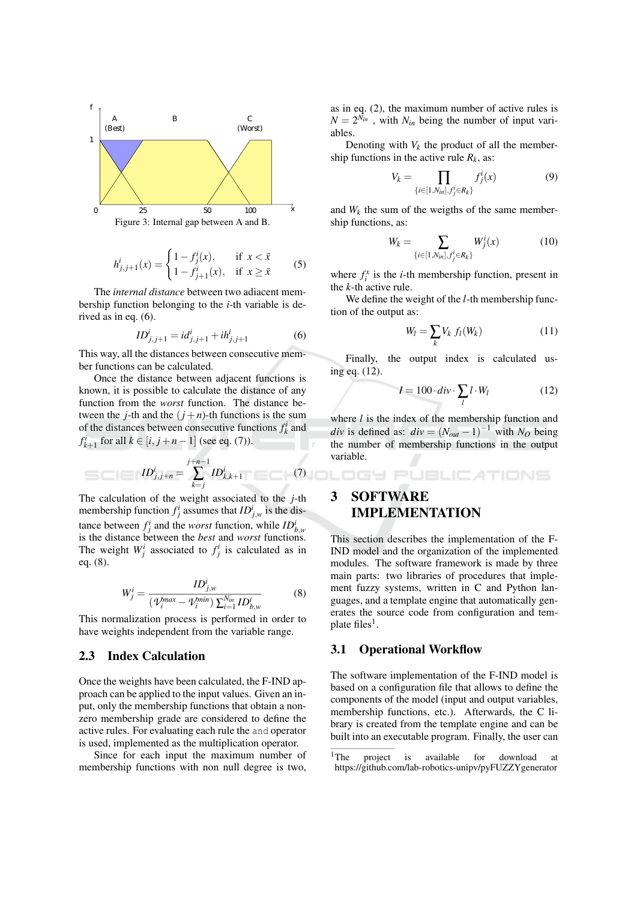Figure 3: Internal gap between A and B.

$$h^i_{j,j+1}(x) = \begin{cases} 1 - f^i_j(x), & \text{if } x < \bar{x} \\ 1 - f^i_{j+1}(x), & \text{if } x \geq \bar{x} \end{cases} \quad (5)$$

The *internal distance* between two adiacent membership function belonging to the $i$-th variable is derived as in eq. (6).

$$ID^i_{j,j+1} = id^i_{j,j+1} + ih^i_{j,j+1} \quad (6)$$

This way, all the distances between consecutive member functions can be calculated.

Once the distance between adjacent functions is known, it is possible to calculate the distance of any function from the *worst* function. The distance between the $j$-th and the $(j+n)$-th functions is the sum of the distances between consecutive functions $f^i_k$ and $f^i_{k+1}$ for all $k \in [i, j+n-1]$ (see eq. (7)).

$$ID^i_{j,j+n} = \sum_{k=j}^{j+n-1} ID^i_{k,k+1} \quad (7)$$

The calculation of the weight associated to the $j$-th membership function $f^i_j$ assumes that $ID^i_{j,w}$ is the distance between $f^i_j$ and the *worst* function, while $ID^i_{b,w}$ is the distance between the *best* and *worst* functions. The weight $W^i_j$ associated to $f^i_j$ is calculated as in eq. (8).

$$W^i_j = \frac{ID^i_{j,w}}{(\mathcal{V}^{max}_i - \mathcal{V}^{min}_i) \sum_{i=1}^{N_{in}} ID^i_{b,w}} \quad (8)$$

This normalization process is performed in order to have weights independent from the variable range.

## 2.3 Index Calculation

Once the weights have been calculated, the F-IND approach can be applied to the input values. Given an input, only the membership functions that obtain a nonzero membership grade are considered to define the active rules. For evaluating each rule the `and` operator is used, implemented as the multiplication operator.

Since for each input the maximum number of membership functions with non null degree is two, as in eq. (2), the maximum number of active rules is $N = 2^{N_{in}}$ , with $N_{in}$ being the number of input variables.

Denoting with $V_k$ the product of all the membership functions in the active rule $R_k$, as:

$$V_k = \prod_{\{i \in [1,N_{in}], f^i_j \in R_k\}} f^i_j(x) \quad (9)$$

and $W_k$ the sum of the weigths of the same membership functions, as:

$$W_k = \sum_{\{i \in [1,N_{in}], f^i_j \in R_k\}} W^i_j(x) \quad (10)$$

where $f^x_i$ is the $i$-th membership function, present in the $k$-th active rule.

We define the weight of the $l$-th membership function of the output as:

$$W_l = \sum_k V_k \, f_l(W_k) \quad (11)$$

Finally, the output index is calculated using eq. (12).

$$I = 100 \cdot div \cdot \sum_l l \cdot W_l \quad (12)$$

where $l$ is the index of the membership function and $div$ is defined as: $div = (N_{out} - 1)^{-1}$ with $N_O$ being the number of membership functions in the output variable.

# 3 SOFTWARE IMPLEMENTATION

This section describes the implementation of the F-IND model and the organization of the implemented modules. The software framework is made by three main parts: two libraries of procedures that implement fuzzy systems, written in C and Python languages, and a template engine that automatically generates the source code from configuration and template files[1].

## 3.1 Operational Workflow

The software implementation of the F-IND model is based on a configuration file that allows to define the components of the model (input and output variables, membership functions, etc.). Afterwards, the C library is created from the template engine and can be built into an executable program. Finally, the user can

[1] The project is available for download at https://github.com/lab-robotics-unipv/pyFUZZYgenerator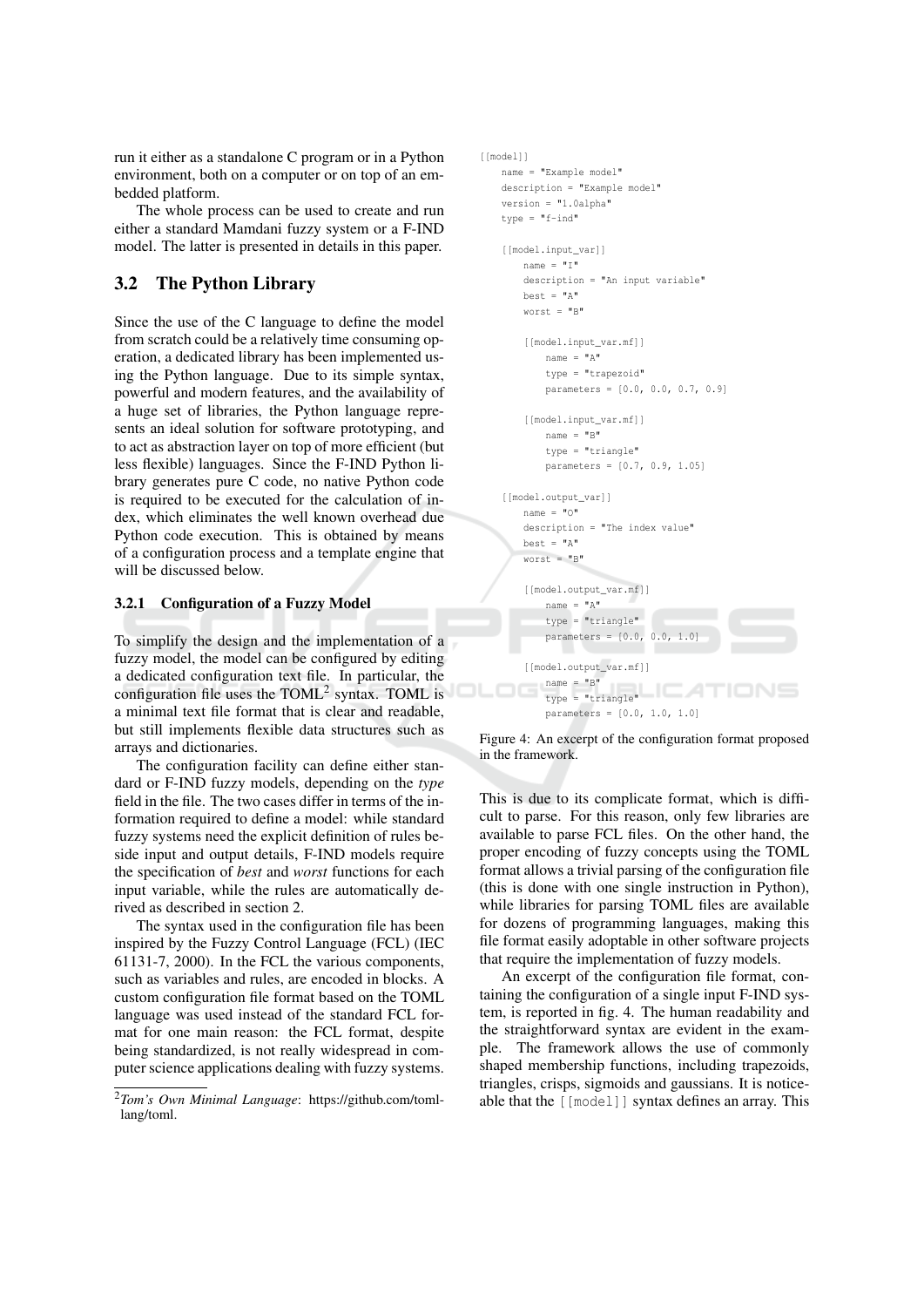run it either as a standalone C program or in a Python environment, both on a computer or on top of an embedded platform.

The whole process can be used to create and run either a standard Mamdani fuzzy system or a F-IND model. The latter is presented in details in this paper.

## 3.2 The Python Library

Since the use of the C language to define the model from scratch could be a relatively time consuming operation, a dedicated library has been implemented using the Python language. Due to its simple syntax, powerful and modern features, and the availability of a huge set of libraries, the Python language represents an ideal solution for software prototyping, and to act as abstraction layer on top of more efficient (but less flexible) languages. Since the F-IND Python library generates pure C code, no native Python code is required to be executed for the calculation of index, which eliminates the well known overhead due Python code execution. This is obtained by means of a configuration process and a template engine that will be discussed below.

### 3.2.1 Configuration of a Fuzzy Model

To simplify the design and the implementation of a fuzzy model, the model can be configured by editing a dedicated configuration text file. In particular, the configuration file uses the TOML[2] syntax. TOML is a minimal text file format that is clear and readable, but still implements flexible data structures such as arrays and dictionaries.

The configuration facility can define either standard or F-IND fuzzy models, depending on the *type* field in the file. The two cases differ in terms of the information required to define a model: while standard fuzzy systems need the explicit definition of rules beside input and output details, F-IND models require the specification of *best* and *worst* functions for each input variable, while the rules are automatically derived as described in section 2.

The syntax used in the configuration file has been inspired by the Fuzzy Control Language (FCL) (IEC 61131-7, 2000). In the FCL the various components, such as variables and rules, are encoded in blocks. A custom configuration file format based on the TOML language was used instead of the standard FCL format for one main reason: the FCL format, despite being standardized, is not really widespread in computer science applications dealing with fuzzy systems.

[2] *Tom's Own Minimal Language*: https://github.com/toml-lang/toml.

```
[[model]]
    name = "Example model"
    description = "Example model"
    version = "1.0alpha"
    type = "f-ind"

    [[model.input_var]]
        name = "I"
        description = "An input variable"
        best = "A"
        worst = "B"

        [[model.input_var.mf]]
            name = "A"
            type = "trapezoid"
            parameters = [0.0, 0.0, 0.7, 0.9]

        [[model.input_var.mf]]
            name = "B"
            type = "triangle"
            parameters = [0.7, 0.9, 1.05]

    [[model.output_var]]
        name = "O"
        description = "The index value"
        best = "A"
        worst = "B"

        [[model.output_var.mf]]
            name = "A"
            type = "triangle"
            parameters = [0.0, 0.0, 1.0]

        [[model.output_var.mf]]
            name = "B"
            type = "triangle"
            parameters = [0.0, 1.0, 1.0]
```

Figure 4: An excerpt of the configuration format proposed in the framework.

This is due to its complicate format, which is difficult to parse. For this reason, only few libraries are available to parse FCL files. On the other hand, the proper encoding of fuzzy concepts using the TOML format allows a trivial parsing of the configuration file (this is done with one single instruction in Python), while libraries for parsing TOML files are available for dozens of programming languages, making this file format easily adoptable in other software projects that require the implementation of fuzzy models.

An excerpt of the configuration file format, containing the configuration of a single input F-IND system, is reported in fig. 4. The human readability and the straightforward syntax are evident in the example. The framework allows the use of commonly shaped membership functions, including trapezoids, triangles, crisps, sigmoids and gaussians. It is noticeable that the `[[model]]` syntax defines an array. This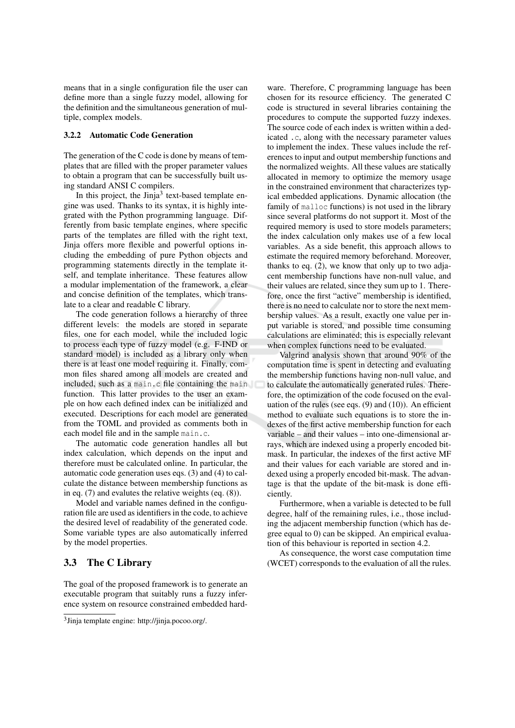means that in a single configuration file the user can define more than a single fuzzy model, allowing for the definition and the simultaneous generation of multiple, complex models.

#### 3.2.2 Automatic Code Generation

The generation of the C code is done by means of templates that are filled with the proper parameter values to obtain a program that can be successfully built using standard ANSI C compilers.

In this project, the Jinja[3] text-based template engine was used. Thanks to its syntax, it is highly integrated with the Python programming language. Differently from basic template engines, where specific parts of the templates are filled with the right text, Jinja offers more flexible and powerful options including the embedding of pure Python objects and programming statements directly in the template itself, and template inheritance. These features allow a modular implementation of the framework, a clear and concise definition of the templates, which translate to a clear and readable C library.

The code generation follows a hierarchy of three different levels: the models are stored in separate files, one for each model, while the included logic to process each type of fuzzy model (e.g. F-IND or standard model) is included as a library only when there is at least one model requiring it. Finally, common files shared among all models are created and included, such as a `main.c` file containing the `main` function. This latter provides to the user an example on how each defined index can be initialized and executed. Descriptions for each model are generated from the TOML and provided as comments both in each model file and in the sample `main.c`.

The automatic code generation handles all but index calculation, which depends on the input and therefore must be calculated online. In particular, the automatic code generation uses eqs. (3) and (4) to calculate the distance between membership functions as in eq. (7) and evalutes the relative weights (eq. (8)).

Model and variable names defined in the configuration file are used as identifiers in the code, to achieve the desired level of readability of the generated code. Some variable types are also automatically inferred by the model properties.

### 3.3 The C Library

The goal of the proposed framework is to generate an executable program that suitably runs a fuzzy inference system on resource constrained embedded hardware. Therefore, C programming language has been chosen for its resource efficiency. The generated C code is structured in several libraries containing the procedures to compute the supported fuzzy indexes. The source code of each index is written within a dedicated `.c`, along with the necessary parameter values to implement the index. These values include the references to input and output membership functions and the normalized weights. All these values are statically allocated in memory to optimize the memory usage in the constrained environment that characterizes typical embedded applications. Dynamic allocation (the family of `malloc` functions) is not used in the library since several platforms do not support it. Most of the required memory is used to store models parameters; the index calculation only makes use of a few local variables. As a side benefit, this approach allows to estimate the required memory beforehand. Moreover, thanks to eq. (2), we know that only up to two adjacent membership functions have non-null value, and their values are related, since they sum up to 1. Therefore, once the first "active" membership is identified, there is no need to calculate nor to store the next membership values. As a result, exactly one value per input variable is stored, and possible time consuming calculations are eliminated; this is especially relevant when complex functions need to be evaluated.

Valgrind analysis shown that around 90% of the computation time is spent in detecting and evaluating the membership functions having non-null value, and to calculate the automatically generated rules. Therefore, the optimization of the code focused on the evaluation of the rules (see eqs. (9) and (10)). An efficient method to evaluate such equations is to store the indexes of the first active membership function for each variable – and their values – into one-dimensional arrays, which are indexed using a properly encoded bitmask. In particular, the indexes of the first active MF and their values for each variable are stored and indexed using a properly encoded bit-mask. The advantage is that the update of the bit-mask is done efficiently.

Furthermore, when a variable is detected to be full degree, half of the remaining rules, i.e., those including the adjacent membership function (which has degree equal to 0) can be skipped. An empirical evaluation of this behaviour is reported in section 4.2.

As consequence, the worst case computation time (WCET) corresponds to the evaluation of all the rules.

---

[3] Jinja template engine: http://jinja.pocoo.org/.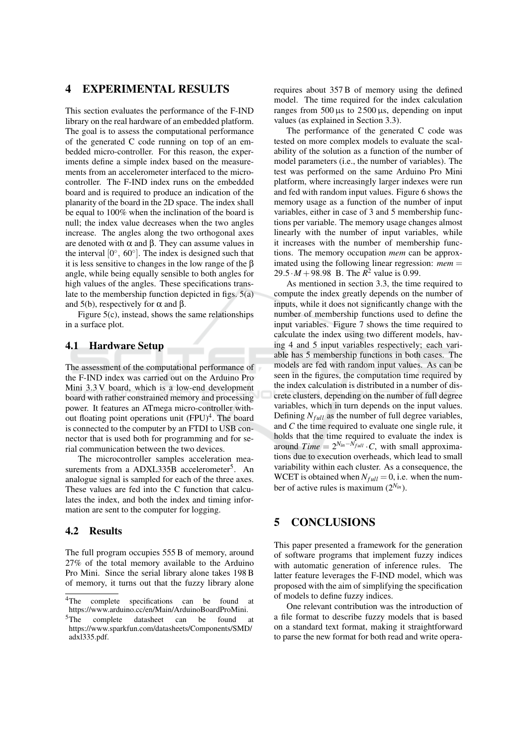# 4 EXPERIMENTAL RESULTS

This section evaluates the performance of the F-IND library on the real hardware of an embedded platform. The goal is to assess the computational performance of the generated C code running on top of an embedded micro-controller. For this reason, the experiments define a simple index based on the measurements from an accelerometer interfaced to the microcontroller. The F-IND index runs on the embedded board and is required to produce an indication of the planarity of the board in the 2D space. The index shall be equal to 100% when the inclination of the board is null; the index value decreases when the two angles increase. The angles along the two orthogonal axes are denoted with $\alpha$ and $\beta$. They can assume values in the interval $[0^{\circ}, 60^{\circ}]$. The index is designed such that it is less sensitive to changes in the low range of the $\beta$ angle, while being equally sensible to both angles for high values of the angles. These specifications translate to the membership function depicted in figs. 5(a) and 5(b), respectively for $\alpha$ and $\beta$.

Figure 5(c), instead, shows the same relationships in a surface plot.

## 4.1 Hardware Setup

The assessment of the computational performance of the F-IND index was carried out on the Arduino Pro Mini 3.3 V board, which is a low-end development board with rather constrained memory and processing power. It features an ATmega micro-controller without floating point operations unit (FPU)[4]. The board is connected to the computer by an FTDI to USB connector that is used both for programming and for serial communication between the two devices.

The microcontroller samples acceleration measurements from a ADXL335B accelerometer[5]. An analogue signal is sampled for each of the three axes. These values are fed into the C function that calculates the index, and both the index and timing information are sent to the computer for logging.

## 4.2 Results

The full program occupies 555 B of memory, around 27% of the total memory available to the Arduino Pro Mini. Since the serial library alone takes 198 B of memory, it turns out that the fuzzy library alone requires about 357 B of memory using the defined model. The time required for the index calculation ranges from 500 µs to 2 500 µs, depending on input values (as explained in Section 3.3).

The performance of the generated C code was tested on more complex models to evaluate the scalability of the solution as a function of the number of model parameters (i.e., the number of variables). The test was performed on the same Arduino Pro Mini platform, where increasingly larger indexes were run and fed with random input values. Figure 6 shows the memory usage as a function of the number of input variables, either in case of 3 and 5 membership functions per variable. The memory usage changes almost linearly with the number of input variables, while it increases with the number of membership functions. The memory occupation *mem* can be approximated using the following linear regression: $mem = 29.5 \cdot M + 98.98$ B. The $R^2$ value is 0.99.

As mentioned in section 3.3, the time required to compute the index greatly depends on the number of inputs, while it does not significantly change with the number of membership functions used to define the input variables. Figure 7 shows the time required to calculate the index using two different models, having 4 and 5 input variables respectively; each variable has 5 membership functions in both cases. The models are fed with random input values. As can be seen in the figures, the computation time required by the index calculation is distributed in a number of discrete clusters, depending on the number of full degree variables, which in turn depends on the input values. Defining $N_{full}$ as the number of full degree variables, and $C$ the time required to evaluate one single rule, it holds that the time required to evaluate the index is around $Time = 2^{N_{in}-N_{full}} \cdot C$, with small approximations due to execution overheads, which lead to small variability within each cluster. As a consequence, the WCET is obtained when $N_{full} = 0$, i.e. when the number of active rules is maximum ($2^{N_{in}}$).

# 5 CONCLUSIONS

This paper presented a framework for the generation of software programs that implement fuzzy indices with automatic generation of inference rules. The latter feature leverages the F-IND model, which was proposed with the aim of simplifying the specification of models to define fuzzy indices.

One relevant contribution was the introduction of a file format to describe fuzzy models that is based on a standard text format, making it straightforward to parse the new format for both read and write opera-

[4] The complete specifications can be found at https://www.arduino.cc/en/Main/ArduinoBoardProMini.

[5] The complete datasheet can be found at https://www.sparkfun.com/datasheets/Components/SMD/adxl335.pdf.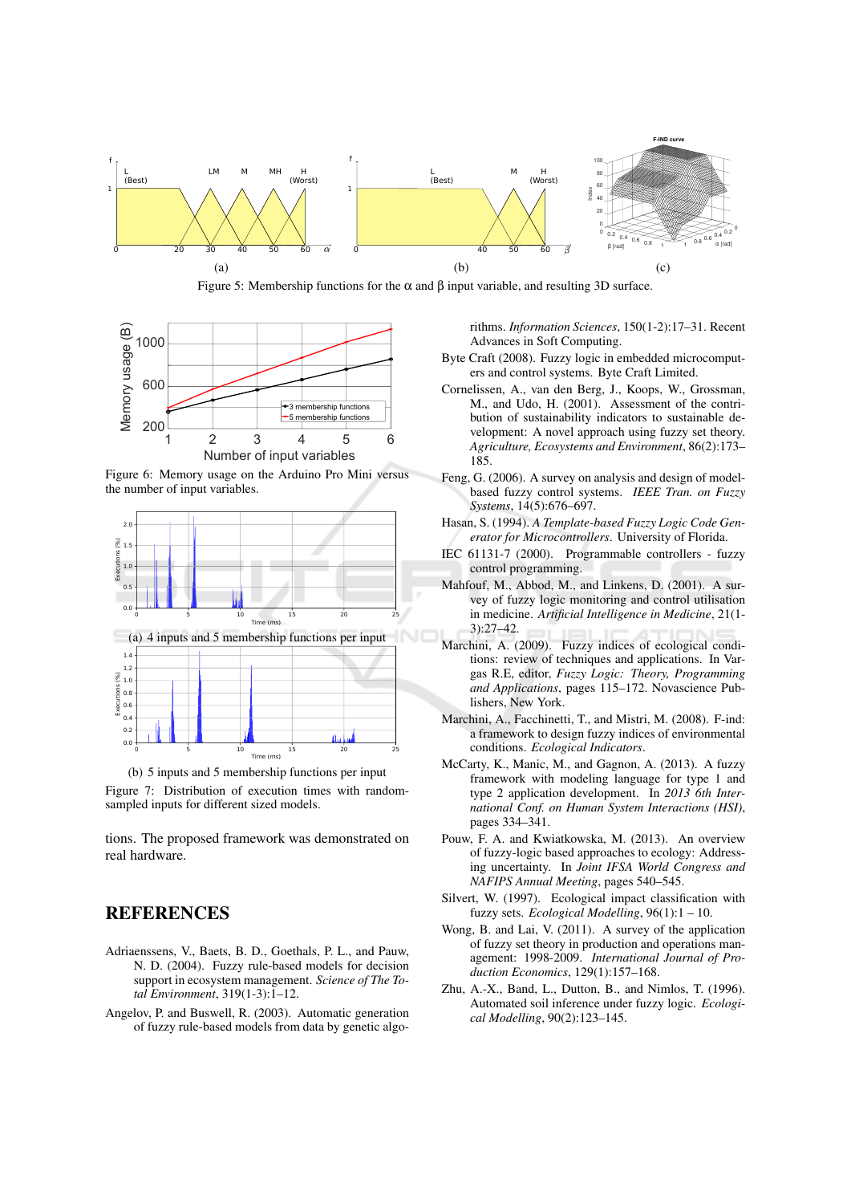f

L
(Best)

LM M MH H
(Worst)

1

0 20 30 40 50 60 $\alpha$

(a)

f

L
(Best)

M H
(Worst)

1

0 40 50 60 $\beta$

(b)

F-IND curve

100
80
60
40
20
0

Index

0 0.2 0.4 0.6 0.8 1
$\beta$ [rad]

1 0.8 0.6 0.4 0.2 0
$\alpha$ [rad]

(c)

Figure 5: Membership functions for the α and β input variable, and resulting 3D surface.

Memory usage (B)

1000
600
200

1 2 3 4 5 6

Number of input variables

3 membership functions
5 membership functions

Figure 6: Memory usage on the Arduino Pro Mini versus the number of input variables.

Executions (%)

2.0
1.5
1.0
0.5
0.0

0 5 10 15 20 25

Time (ms)

(a) 4 inputs and 5 membership functions per input

Executions (%)

1.4
1.2
1.0
0.8
0.6
0.4
0.2
0.0

0 5 10 15 20 25

Time (ms)

(b) 5 inputs and 5 membership functions per input

Figure 7: Distribution of execution times with random-sampled inputs for different sized models.

tions. The proposed framework was demonstrated on real hardware.

## REFERENCES

Adriaenssens, V., Baets, B. D., Goethals, P. L., and Pauw, N. D. (2004). Fuzzy rule-based models for decision support in ecosystem management. *Science of The Total Environment*, 319(1-3):1–12.

Angelov, P. and Buswell, R. (2003). Automatic generation of fuzzy rule-based models from data by genetic algorithms. *Information Sciences*, 150(1-2):17–31. Recent Advances in Soft Computing.

Byte Craft (2008). Fuzzy logic in embedded microcomputers and control systems. Byte Craft Limited.

Cornelissen, A., van den Berg, J., Koops, W., Grossman, M., and Udo, H. (2001). Assessment of the contribution of sustainability indicators to sustainable development: A novel approach using fuzzy set theory. *Agriculture, Ecosystems and Environment*, 86(2):173–185.

Feng, G. (2006). A survey on analysis and design of model-based fuzzy control systems. *IEEE Tran. on Fuzzy Systems*, 14(5):676–697.

Hasan, S. (1994). *A Template-based Fuzzy Logic Code Generator for Microcontrollers*. University of Florida.

IEC 61131-7 (2000). Programmable controllers - fuzzy control programming.

Mahfouf, M., Abbod, M., and Linkens, D. (2001). A survey of fuzzy logic monitoring and control utilisation in medicine. *Artificial Intelligence in Medicine*, 21(1-3):27–42.

Marchini, A. (2009). Fuzzy indices of ecological conditions: review of techniques and applications. In Vargas R.E, editor, *Fuzzy Logic: Theory, Programming and Applications*, pages 115–172. Novascience Publishers, New York.

Marchini, A., Facchinetti, T., and Mistri, M. (2008). F-ind: a framework to design fuzzy indices of environmental conditions. *Ecological Indicators*.

McCarty, K., Manic, M., and Gagnon, A. (2013). A fuzzy framework with modeling language for type 1 and type 2 application development. In *2013 6th International Conf. on Human System Interactions (HSI)*, pages 334–341.

Pouw, F. A. and Kwiatkowska, M. (2013). An overview of fuzzy-logic based approaches to ecology: Addressing uncertainty. In *Joint IFSA World Congress and NAFIPS Annual Meeting*, pages 540–545.

Silvert, W. (1997). Ecological impact classification with fuzzy sets. *Ecological Modelling*, 96(1):1 – 10.

Wong, B. and Lai, V. (2011). A survey of the application of fuzzy set theory in production and operations management: 1998-2009. *International Journal of Production Economics*, 129(1):157–168.

Zhu, A.-X., Band, L., Dutton, B., and Nimlos, T. (1996). Automated soil inference under fuzzy logic. *Ecological Modelling*, 90(2):123–145.